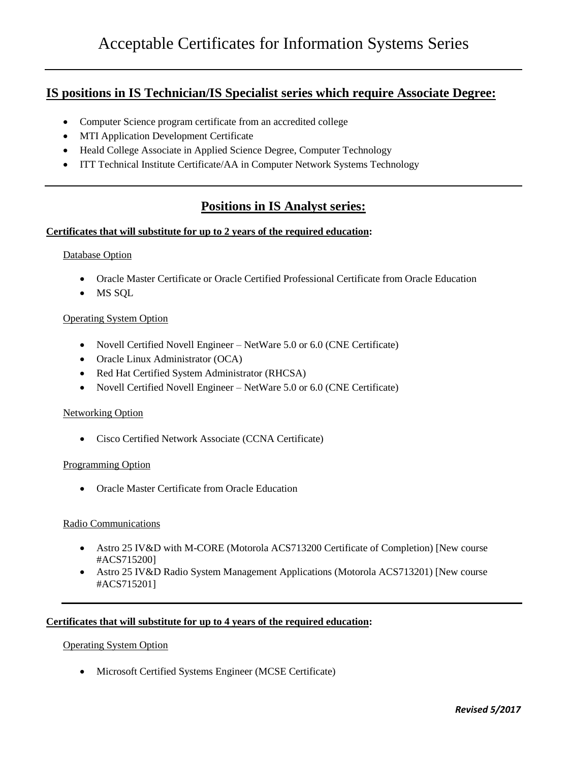# Acceptable Certificates for Information Systems Series

---

## IS positions in IS Technician/IS Specialist series which require Associate Degree:

- Computer Science program certificate from an accredited college
- MTI Application Development Certificate
- Heald College Associate in Applied Science Degree, Computer Technology
- ITT Technical Institute Certificate/AA in Computer Network Systems Technology

---

## Positions in IS Analyst series:

**Certificates that will substitute for up to 2 years of the required education:**

Database Option

- Oracle Master Certificate or Oracle Certified Professional Certificate from Oracle Education
- MS SQL

Operating System Option

- Novell Certified Novell Engineer – NetWare 5.0 or 6.0 (CNE Certificate)
- Oracle Linux Administrator (OCA)
- Red Hat Certified System Administrator (RHCSA)
- Novell Certified Novell Engineer – NetWare 5.0 or 6.0 (CNE Certificate)

Networking Option

- Cisco Certified Network Associate (CCNA Certificate)

Programming Option

- Oracle Master Certificate from Oracle Education

Radio Communications

- Astro 25 IV&D with M-CORE (Motorola ACS713200 Certificate of Completion) [New course #ACS715200]
- Astro 25 IV&D Radio System Management Applications (Motorola ACS713201) [New course #ACS715201]

---

**Certificates that will substitute for up to 4 years of the required education:**

Operating System Option

- Microsoft Certified Systems Engineer (MCSE Certificate)

***Revised 5/2017***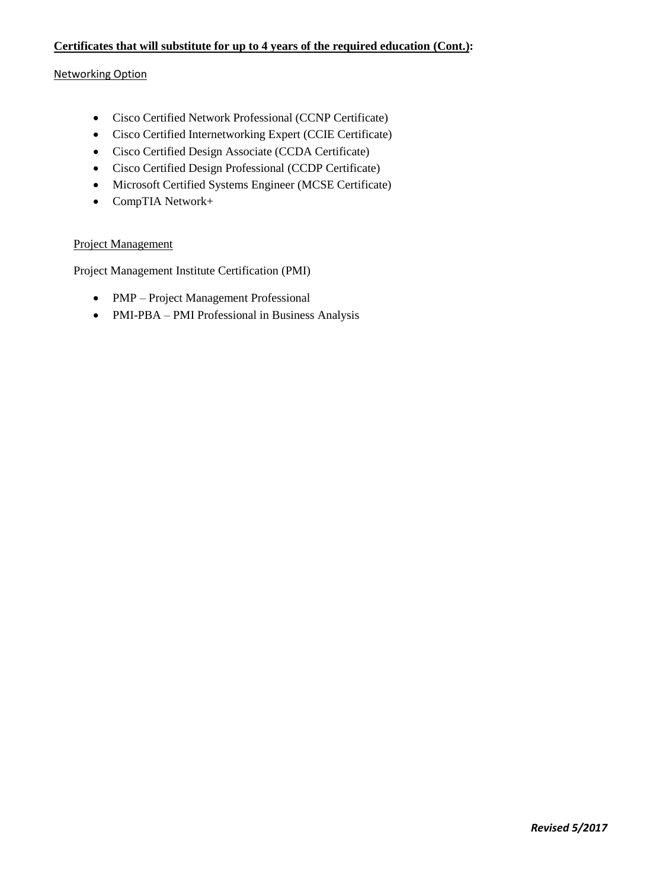**<u>Certificates that will substitute for up to 4 years of the required education (Cont.)</u>:**

<u>Networking Option</u>

- Cisco Certified Network Professional (CCNP Certificate)
- Cisco Certified Internetworking Expert (CCIE Certificate)
- Cisco Certified Design Associate (CCDA Certificate)
- Cisco Certified Design Professional (CCDP Certificate)
- Microsoft Certified Systems Engineer (MCSE Certificate)
- CompTIA Network+

<u>Project Management</u>

Project Management Institute Certification (PMI)

- PMP – Project Management Professional
- PMI-PBA – PMI Professional in Business Analysis

***Revised 5/2017***